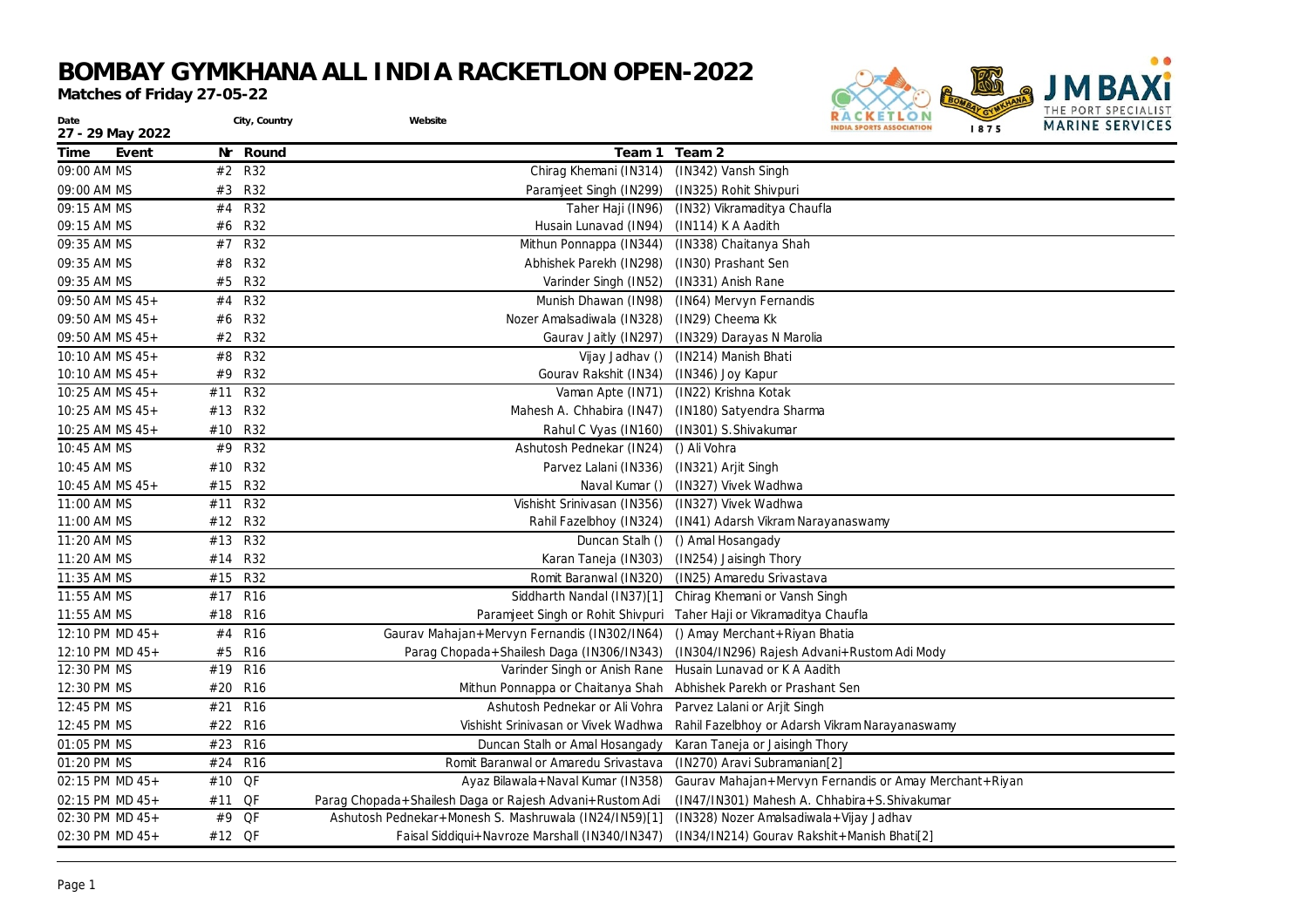# BOMBAY GYMKHANA ALL INDIA RACKETLON OPEN-2022

**Matches of Friday 27-05-22**

| Date | City, Country | Website |
|---|---|---|
| 27 - 29 May 2022 | | |

| Time | Event | Nr | Round | Team 1 | Team 2 |
|---|---|---|---|---|---|
| 09:00 AM | MS | #2 | R32 | Chirag Khemani (IN314) | (IN342) Vansh Singh |
| 09:00 AM | MS | #3 | R32 | Paramjeet Singh (IN299) | (IN325) Rohit Shivpuri |
| 09:15 AM | MS | #4 | R32 | Taher Haji (IN96) | (IN32) Vikramaditya Chaufla |
| 09:15 AM | MS | #6 | R32 | Husain Lunavad (IN94) | (IN114) K A Aadith |
| 09:35 AM | MS | #7 | R32 | Mithun Ponnappa (IN344) | (IN338) Chaitanya Shah |
| 09:35 AM | MS | #8 | R32 | Abhishek Parekh (IN298) | (IN30) Prashant Sen |
| 09:35 AM | MS | #5 | R32 | Varinder Singh (IN52) | (IN331) Anish Rane |
| 09:50 AM | MS 45+ | #4 | R32 | Munish Dhawan (IN98) | (IN64) Mervyn Fernandis |
| 09:50 AM | MS 45+ | #6 | R32 | Nozer Amalsadiwala (IN328) | (IN29) Cheema Kk |
| 09:50 AM | MS 45+ | #2 | R32 | Gaurav Jaitly (IN297) | (IN329) Darayas N Marolia |
| 10:10 AM | MS 45+ | #8 | R32 | Vijay Jadhav () | (IN214) Manish Bhati |
| 10:10 AM | MS 45+ | #9 | R32 | Gourav Rakshit (IN34) | (IN346) Joy Kapur |
| 10:25 AM | MS 45+ | #11 | R32 | Vaman Apte (IN71) | (IN22) Krishna Kotak |
| 10:25 AM | MS 45+ | #13 | R32 | Mahesh A. Chhabira (IN47) | (IN180) Satyendra Sharma |
| 10:25 AM | MS 45+ | #10 | R32 | Rahul C Vyas (IN160) | (IN301) S.Shivakumar |
| 10:45 AM | MS | #9 | R32 | Ashutosh Pednekar (IN24) | () Ali Vohra |
| 10:45 AM | MS | #10 | R32 | Parvez Lalani (IN336) | (IN321) Arjit Singh |
| 10:45 AM | MS 45+ | #15 | R32 | Naval Kumar () | (IN327) Vivek Wadhwa |
| 11:00 AM | MS | #11 | R32 | Vishisht Srinivasan (IN356) | (IN327) Vivek Wadhwa |
| 11:00 AM | MS | #12 | R32 | Rahil Fazelbhoy (IN324) | (IN41) Adarsh Vikram Narayanaswamy |
| 11:20 AM | MS | #13 | R32 | Duncan Stalh () | () Amal Hosangady |
| 11:20 AM | MS | #14 | R32 | Karan Taneja (IN303) | (IN254) Jaisingh Thory |
| 11:35 AM | MS | #15 | R32 | Romit Baranwal (IN320) | (IN25) Amaredu Srivastava |
| 11:55 AM | MS | #17 | R16 | Siddharth Nandal (IN37)[1] | Chirag Khemani or Vansh Singh |
| 11:55 AM | MS | #18 | R16 | Paramjeet Singh or Rohit Shivpuri | Taher Haji or Vikramaditya Chaufla |
| 12:10 PM | MD 45+ | #4 | R16 | Gaurav Mahajan+Mervyn Fernandis (IN302/IN64) | () Amay Merchant+Riyan Bhatia |
| 12:10 PM | MD 45+ | #5 | R16 | Parag Chopada+Shailesh Daga (IN306/IN343) | (IN304/IN296) Rajesh Advani+Rustom Adi Mody |
| 12:30 PM | MS | #19 | R16 | Varinder Singh or Anish Rane | Husain Lunavad or K A Aadith |
| 12:30 PM | MS | #20 | R16 | Mithun Ponnappa or Chaitanya Shah | Abhishek Parekh or Prashant Sen |
| 12:45 PM | MS | #21 | R16 | Ashutosh Pednekar or Ali Vohra | Parvez Lalani or Arjit Singh |
| 12:45 PM | MS | #22 | R16 | Vishisht Srinivasan or Vivek Wadhwa | Rahil Fazelbhoy or Adarsh Vikram Narayanaswamy |
| 01:05 PM | MS | #23 | R16 | Duncan Stalh or Amal Hosangady | Karan Taneja or Jaisingh Thory |
| 01:20 PM | MS | #24 | R16 | Romit Baranwal or Amaredu Srivastava | (IN270) Aravi Subramanian[2] |
| 02:15 PM | MD 45+ | #10 | QF | Ayaz Bilawala+Naval Kumar (IN358) | Gaurav Mahajan+Mervyn Fernandis or Amay Merchant+Riyan |
| 02:15 PM | MD 45+ | #11 | QF | Parag Chopada+Shailesh Daga or Rajesh Advani+Rustom Adi | (IN47/IN301) Mahesh A. Chhabira+S.Shivakumar |
| 02:30 PM | MD 45+ | #9 | QF | Ashutosh Pednekar+Monesh S. Mashruwala (IN24/IN59)[1] | (IN328) Nozer Amalsadiwala+Vijay Jadhav |
| 02:30 PM | MD 45+ | #12 | QF | Faisal Siddiqui+Navroze Marshall (IN340/IN347) | (IN34/IN214) Gourav Rakshit+Manish Bhati[2] |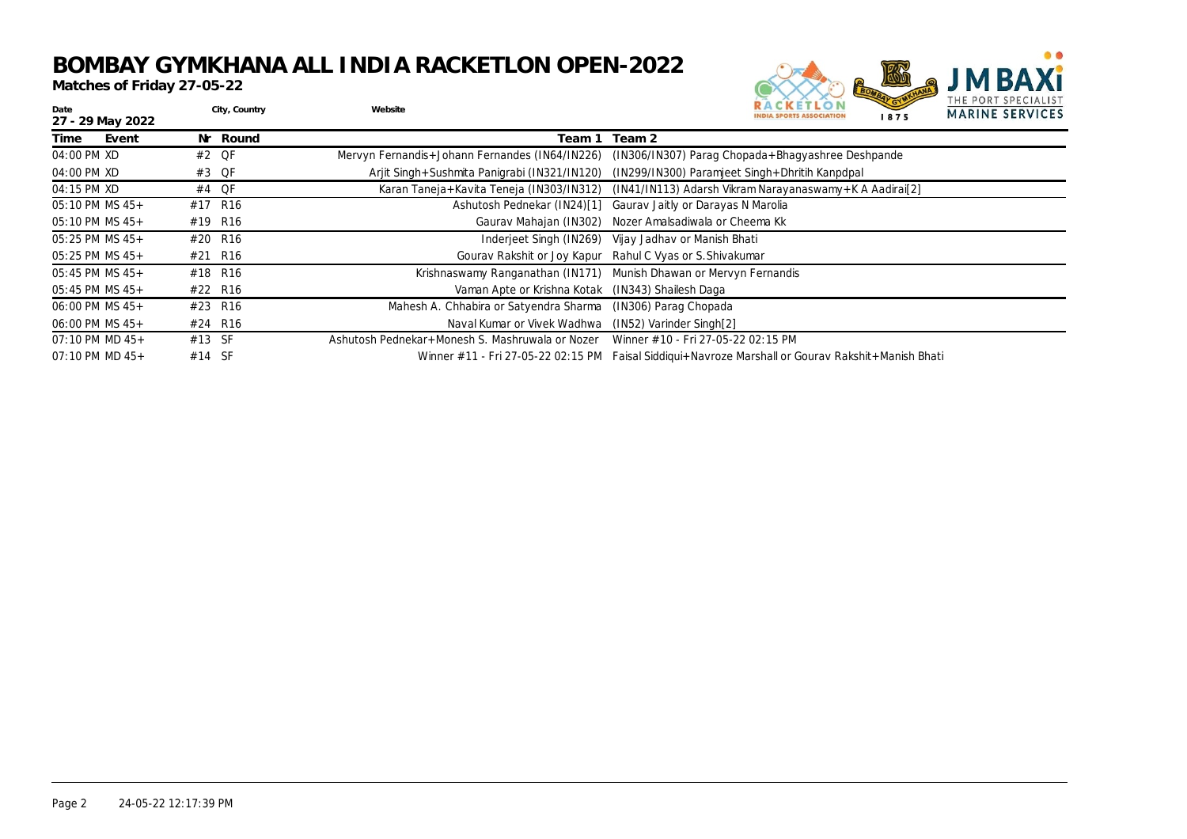# BOMBAY GYMKHANA ALL INDIA RACKETLON OPEN-2022

**Matches of Friday 27-05-22**

| Date | City, Country | Website |
|---|---|---|
| 27 - 29 May 2022 | | |

| Time | Event | Nr | Round | Team 1 | Team 2 |
|---|---|---|---|---|---|
| 04:00 PM | XD | #2 | QF | Mervyn Fernandis+Johann Fernandes (IN64/IN226) | (IN306/IN307) Parag Chopada+Bhagyashree Deshpande |
| 04:00 PM | XD | #3 | QF | Arjit Singh+Sushmita Panigrabi (IN321/IN120) | (IN299/IN300) Paramjeet Singh+Dhritih Kanpdpal |
| 04:15 PM | XD | #4 | QF | Karan Taneja+Kavita Teneja (IN303/IN312) | (IN41/IN113) Adarsh Vikram Narayanaswamy+K A Aadirai[2] |
| 05:10 PM | MS 45+ | #17 | R16 | Ashutosh Pednekar (IN24)[1] | Gaurav Jaitly or Darayas N Marolia |
| 05:10 PM | MS 45+ | #19 | R16 | Gaurav Mahajan (IN302) | Nozer Amalsadiwala or Cheema Kk |
| 05:25 PM | MS 45+ | #20 | R16 | Inderjeet Singh (IN269) | Vijay Jadhav or Manish Bhati |
| 05:25 PM | MS 45+ | #21 | R16 | Gourav Rakshit or Joy Kapur | Rahul C Vyas or S.Shivakumar |
| 05:45 PM | MS 45+ | #18 | R16 | Krishnaswamy Ranganathan (IN171) | Munish Dhawan or Mervyn Fernandis |
| 05:45 PM | MS 45+ | #22 | R16 | Vaman Apte or Krishna Kotak | (IN343) Shailesh Daga |
| 06:00 PM | MS 45+ | #23 | R16 | Mahesh A. Chhabira or Satyendra Sharma | (IN306) Parag Chopada |
| 06:00 PM | MS 45+ | #24 | R16 | Naval Kumar or Vivek Wadhwa | (IN52) Varinder Singh[2] |
| 07:10 PM | MD 45+ | #13 | SF | Ashutosh Pednekar+Monesh S. Mashruwala or Nozer | Winner #10 - Fri 27-05-22 02:15 PM |
| 07:10 PM | MD 45+ | #14 | SF | Winner #11 - Fri 27-05-22 02:15 PM | Faisal Siddiqui+Navroze Marshall or Gourav Rakshit+Manish Bhati |

24-05-22 12:17:39 PM